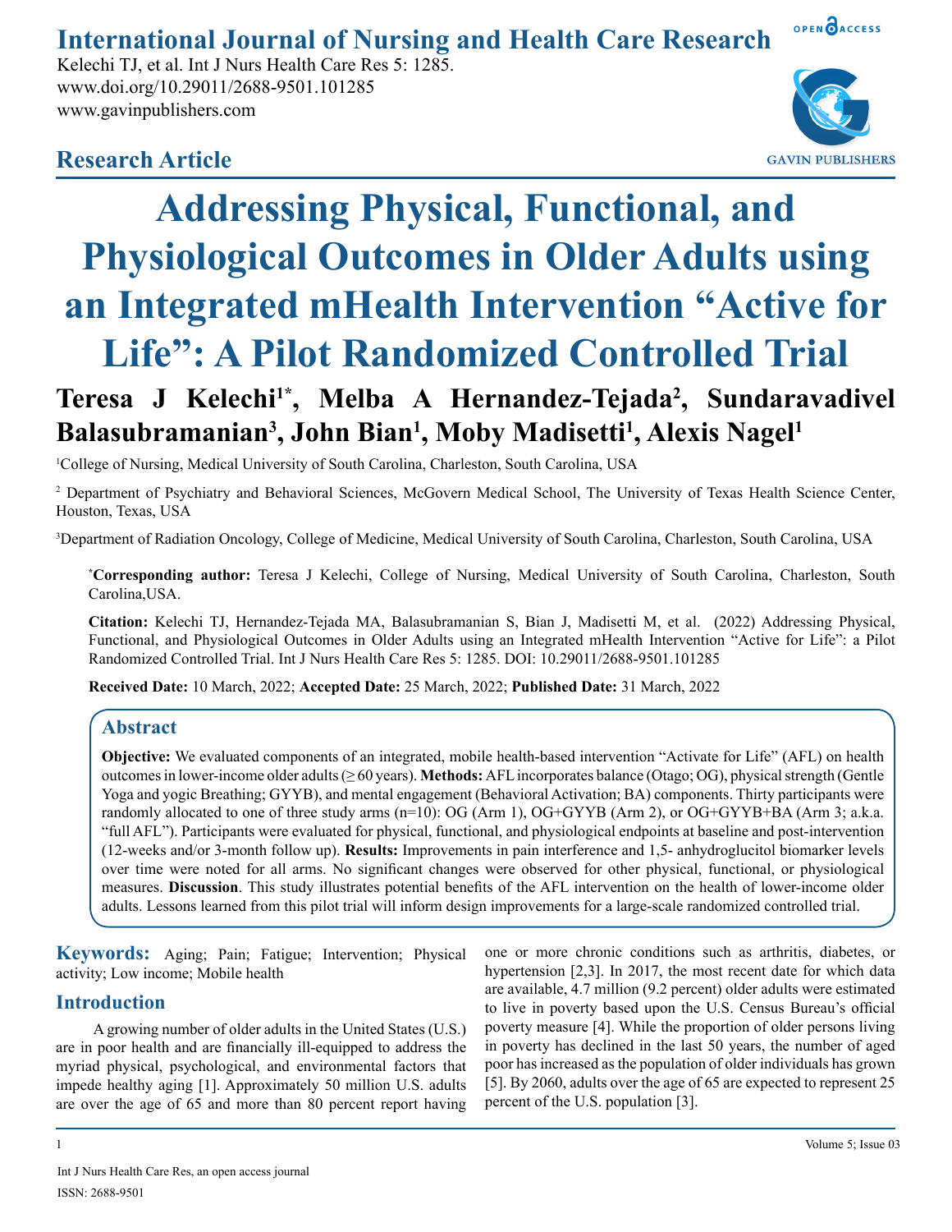International Journal of Nursing and Health Care Research

Kelechi TJ, et al. Int J Nurs Health Care Res 5: 1285.
www.doi.org/10.29011/2688-9501.101285
www.gavinpublishers.com

## Research Article

# Addressing Physical, Functional, and Physiological Outcomes in Older Adults using an Integrated mHealth Intervention "Active for Life": A Pilot Randomized Controlled Trial

**Teresa J Kelechi[1*], Melba A Hernandez-Tejada[2], Sundaravadivel Balasubramanian[3], John Bian[1], Moby Madisetti[1], Alexis Nagel[1]**

[1]College of Nursing, Medical University of South Carolina, Charleston, South Carolina, USA

[2] Department of Psychiatry and Behavioral Sciences, McGovern Medical School, The University of Texas Health Science Center, Houston, Texas, USA

[3]Department of Radiation Oncology, College of Medicine, Medical University of South Carolina, Charleston, South Carolina, USA

[*]**Corresponding author:** Teresa J Kelechi, College of Nursing, Medical University of South Carolina, Charleston, South Carolina,USA.

**Citation:** Kelechi TJ, Hernandez-Tejada MA, Balasubramanian S, Bian J, Madisetti M, et al. (2022) Addressing Physical, Functional, and Physiological Outcomes in Older Adults using an Integrated mHealth Intervention "Active for Life": a Pilot Randomized Controlled Trial. Int J Nurs Health Care Res 5: 1285. DOI: 10.29011/2688-9501.101285

**Received Date:** 10 March, 2022; **Accepted Date:** 25 March, 2022; **Published Date:** 31 March, 2022

## Abstract

**Objective:** We evaluated components of an integrated, mobile health-based intervention "Activate for Life" (AFL) on health outcomes in lower-income older adults (≥ 60 years). **Methods:** AFL incorporates balance (Otago; OG), physical strength (Gentle Yoga and yogic Breathing; GYYB), and mental engagement (Behavioral Activation; BA) components. Thirty participants were randomly allocated to one of three study arms (n=10): OG (Arm 1), OG+GYYB (Arm 2), or OG+GYYB+BA (Arm 3; a.k.a. "full AFL"). Participants were evaluated for physical, functional, and physiological endpoints at baseline and post-intervention (12-weeks and/or 3-month follow up). **Results:** Improvements in pain interference and 1,5- anhydroglucitol biomarker levels over time were noted for all arms. No significant changes were observed for other physical, functional, or physiological measures. **Discussion**. This study illustrates potential benefits of the AFL intervention on the health of lower-income older adults. Lessons learned from this pilot trial will inform design improvements for a large-scale randomized controlled trial.

**Keywords:** Aging; Pain; Fatigue; Intervention; Physical activity; Low income; Mobile health

## Introduction

A growing number of older adults in the United States (U.S.) are in poor health and are financially ill-equipped to address the myriad physical, psychological, and environmental factors that impede healthy aging [1]. Approximately 50 million U.S. adults are over the age of 65 and more than 80 percent report having one or more chronic conditions such as arthritis, diabetes, or hypertension [2,3]. In 2017, the most recent date for which data are available, 4.7 million (9.2 percent) older adults were estimated to live in poverty based upon the U.S. Census Bureau's official poverty measure [4]. While the proportion of older persons living in poverty has declined in the last 50 years, the number of aged poor has increased as the population of older individuals has grown [5]. By 2060, adults over the age of 65 are expected to represent 25 percent of the U.S. population [3].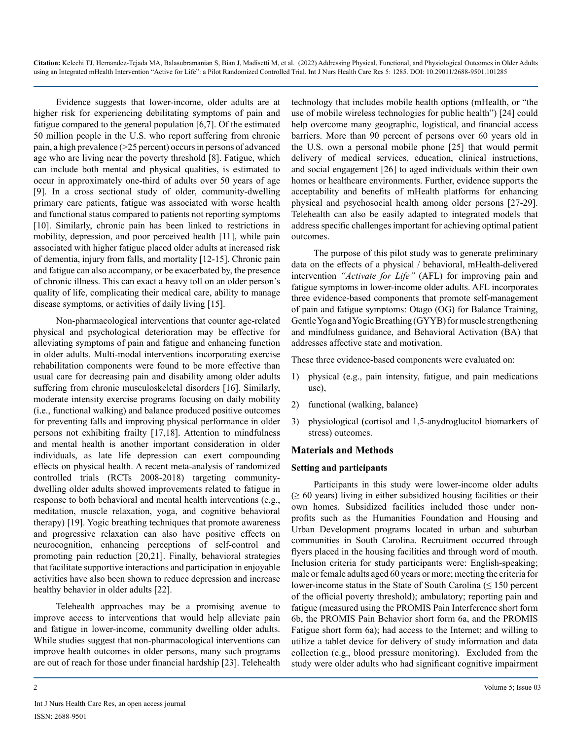Evidence suggests that lower-income, older adults are at higher risk for experiencing debilitating symptoms of pain and fatigue compared to the general population [6,7]. Of the estimated 50 million people in the U.S. who report suffering from chronic pain, a high prevalence (>25 percent) occurs in persons of advanced age who are living near the poverty threshold [8]. Fatigue, which can include both mental and physical qualities, is estimated to occur in approximately one-third of adults over 50 years of age [9]. In a cross sectional study of older, community-dwelling primary care patients, fatigue was associated with worse health and functional status compared to patients not reporting symptoms [10]. Similarly, chronic pain has been linked to restrictions in mobility, depression, and poor perceived health [11], while pain associated with higher fatigue placed older adults at increased risk of dementia, injury from falls, and mortality [12-15]. Chronic pain and fatigue can also accompany, or be exacerbated by, the presence of chronic illness. This can exact a heavy toll on an older person's quality of life, complicating their medical care, ability to manage disease symptoms, or activities of daily living [15].

Non-pharmacological interventions that counter age-related physical and psychological deterioration may be effective for alleviating symptoms of pain and fatigue and enhancing function in older adults. Multi-modal interventions incorporating exercise rehabilitation components were found to be more effective than usual care for decreasing pain and disability among older adults suffering from chronic musculoskeletal disorders [16]. Similarly, moderate intensity exercise programs focusing on daily mobility (i.e., functional walking) and balance produced positive outcomes for preventing falls and improving physical performance in older persons not exhibiting frailty [17,18]. Attention to mindfulness and mental health is another important consideration in older individuals, as late life depression can exert compounding effects on physical health. A recent meta-analysis of randomized controlled trials (RCTs 2008-2018) targeting community-dwelling older adults showed improvements related to fatigue in response to both behavioral and mental health interventions (e.g., meditation, muscle relaxation, yoga, and cognitive behavioral therapy) [19]. Yogic breathing techniques that promote awareness and progressive relaxation can also have positive effects on neurocognition, enhancing perceptions of self-control and promoting pain reduction [20,21]. Finally, behavioral strategies that facilitate supportive interactions and participation in enjoyable activities have also been shown to reduce depression and increase healthy behavior in older adults [22].

Telehealth approaches may be a promising avenue to improve access to interventions that would help alleviate pain and fatigue in lower-income, community dwelling older adults. While studies suggest that non-pharmacological interventions can improve health outcomes in older persons, many such programs are out of reach for those under financial hardship [23]. Telehealth technology that includes mobile health options (mHealth, or "the use of mobile wireless technologies for public health") [24] could help overcome many geographic, logistical, and financial access barriers. More than 90 percent of persons over 60 years old in the U.S. own a personal mobile phone [25] that would permit delivery of medical services, education, clinical instructions, and social engagement [26] to aged individuals within their own homes or healthcare environments. Further, evidence supports the acceptability and benefits of mHealth platforms for enhancing physical and psychosocial health among older persons [27-29]. Telehealth can also be easily adapted to integrated models that address specific challenges important for achieving optimal patient outcomes.

The purpose of this pilot study was to generate preliminary data on the effects of a physical / behavioral, mHealth-delivered intervention *"Activate for Life"* (AFL) for improving pain and fatigue symptoms in lower-income older adults. AFL incorporates three evidence-based components that promote self-management of pain and fatigue symptoms: Otago (OG) for Balance Training, Gentle Yoga and Yogic Breathing (GYYB) for muscle strengthening and mindfulness guidance, and Behavioral Activation (BA) that addresses affective state and motivation.

These three evidence-based components were evaluated on:

1) physical (e.g., pain intensity, fatigue, and pain medications use),
2) functional (walking, balance)
3) physiological (cortisol and 1,5-anydroglucitol biomarkers of stress) outcomes.

## Materials and Methods

### Setting and participants

Participants in this study were lower-income older adults (≥ 60 years) living in either subsidized housing facilities or their own homes. Subsidized facilities included those under non-profits such as the Humanities Foundation and Housing and Urban Development programs located in urban and suburban communities in South Carolina. Recruitment occurred through flyers placed in the housing facilities and through word of mouth. Inclusion criteria for study participants were: English-speaking; male or female adults aged 60 years or more; meeting the criteria for lower-income status in the State of South Carolina (≤ 150 percent of the official poverty threshold); ambulatory; reporting pain and fatigue (measured using the PROMIS Pain Interference short form 6b, the PROMIS Pain Behavior short form 6a, and the PROMIS Fatigue short form 6a); had access to the Internet; and willing to utilize a tablet device for delivery of study information and data collection (e.g., blood pressure monitoring). Excluded from the study were older adults who had significant cognitive impairment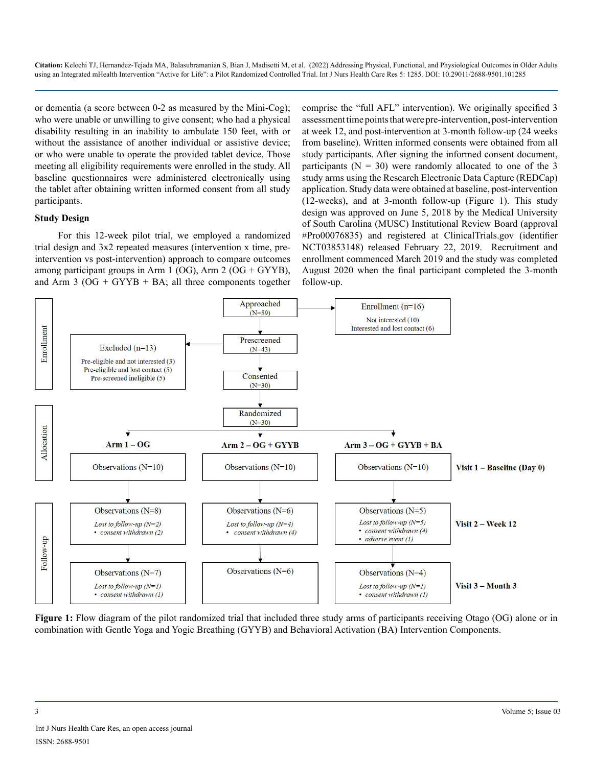or dementia (a score between 0-2 as measured by the Mini-Cog); who were unable or unwilling to give consent; who had a physical disability resulting in an inability to ambulate 150 feet, with or without the assistance of another individual or assistive device; or who were unable to operate the provided tablet device. Those meeting all eligibility requirements were enrolled in the study. All baseline questionnaires were administered electronically using the tablet after obtaining written informed consent from all study participants.

### Study Design

For this 12-week pilot trial, we employed a randomized trial design and 3x2 repeated measures (intervention x time, pre-intervention vs post-intervention) approach to compare outcomes among participant groups in Arm 1 (OG), Arm 2 (OG + GYYB), and Arm 3 (OG + GYYB + BA; all three components together comprise the "full AFL" intervention). We originally specified 3 assessment time points that were pre-intervention, post-intervention at week 12, and post-intervention at 3-month follow-up (24 weeks from baseline). Written informed consents were obtained from all study participants. After signing the informed consent document, participants (N = 30) were randomly allocated to one of the 3 study arms using the Research Electronic Data Capture (REDCap) application. Study data were obtained at baseline, post-intervention (12-weeks), and at 3-month follow-up (Figure 1). This study design was approved on June 5, 2018 by the Medical University of South Carolina (MUSC) Institutional Review Board (approval #Pro00076835) and registered at ClinicalTrials.gov (identifier NCT03853148) released February 22, 2019. Recruitment and enrollment commenced March 2019 and the study was completed August 2020 when the final participant completed the 3-month follow-up.

**Enrollment**

- Approached (N=59)
  - Enrollment (n=16): Not interested (10); Interested and lost contact (6)
- Prescreened (N=43)
  - Excluded (n=13): Pre-eligible and not interested (3); Pre-eligible and lost contact (5); Pre-screened ineligible (5)
- Consented (N=30)

**Allocation**

- Randomized (N=30)

| | Arm 1 – OG | Arm 2 – OG + GYYB | Arm 3 – OG + GYYB + BA |
|---|---|---|---|
| Visit 1 – Baseline (Day 0) | Observations (N=10) | Observations (N=10) | Observations (N=10) |
| Visit 2 – Week 12 | Observations (N=8)<br>*Lost to follow-up (N=2)*<br>• *consent withdrawn (2)* | Observations (N=6)<br>*Lost to follow-up (N=4)*<br>• *consent withdrawn (4)* | Observations (N=5)<br>*Lost to follow-up (N=5)*<br>• *consent withdrawn (4)*<br>• *adverse event (1)* |
| Visit 3 – Month 3 | Observations (N=7)<br>*Lost to follow-up (N=1)*<br>• *consent withdrawn (1)* | Observations (N=6) | Observations (N=4)<br>*Lost to follow-up (N=1)*<br>• *consent withdrawn (1)* |

**Figure 1:** Flow diagram of the pilot randomized trial that included three study arms of participants receiving Otago (OG) alone or in combination with Gentle Yoga and Yogic Breathing (GYYB) and Behavioral Activation (BA) Intervention Components.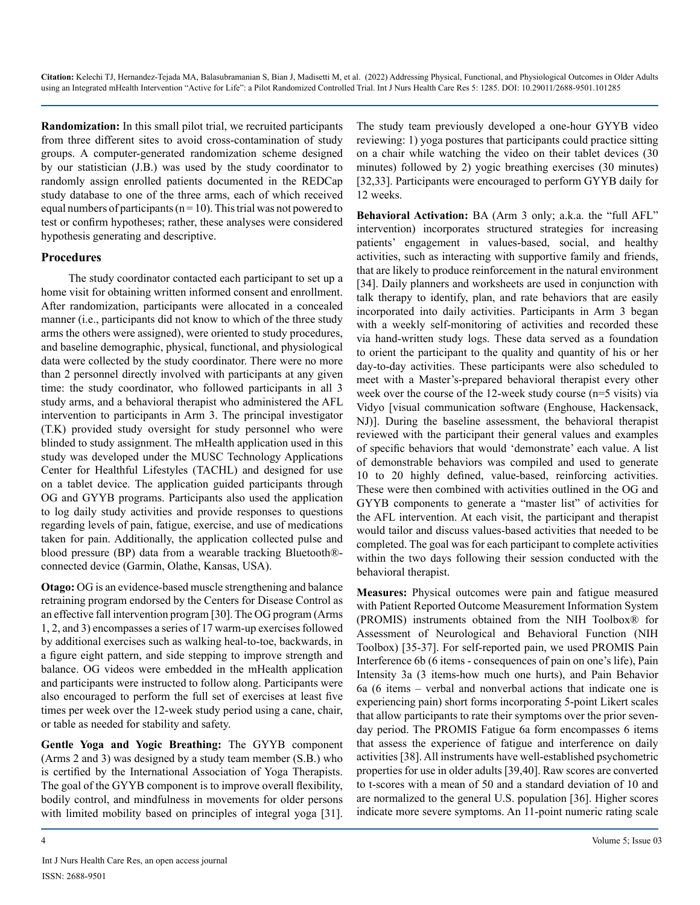**Randomization:** In this small pilot trial, we recruited participants from three different sites to avoid cross-contamination of study groups. A computer-generated randomization scheme designed by our statistician (J.B.) was used by the study coordinator to randomly assign enrolled patients documented in the REDCap study database to one of the three arms, each of which received equal numbers of participants (n = 10). This trial was not powered to test or confirm hypotheses; rather, these analyses were considered hypothesis generating and descriptive.

## Procedures

The study coordinator contacted each participant to set up a home visit for obtaining written informed consent and enrollment. After randomization, participants were allocated in a concealed manner (i.e., participants did not know to which of the three study arms the others were assigned), were oriented to study procedures, and baseline demographic, physical, functional, and physiological data were collected by the study coordinator. There were no more than 2 personnel directly involved with participants at any given time: the study coordinator, who followed participants in all 3 study arms, and a behavioral therapist who administered the AFL intervention to participants in Arm 3. The principal investigator (T.K) provided study oversight for study personnel who were blinded to study assignment. The mHealth application used in this study was developed under the MUSC Technology Applications Center for Healthful Lifestyles (TACHL) and designed for use on a tablet device. The application guided participants through OG and GYYB programs. Participants also used the application to log daily study activities and provide responses to questions regarding levels of pain, fatigue, exercise, and use of medications taken for pain. Additionally, the application collected pulse and blood pressure (BP) data from a wearable tracking Bluetooth®-connected device (Garmin, Olathe, Kansas, USA).

**Otago:** OG is an evidence-based muscle strengthening and balance retraining program endorsed by the Centers for Disease Control as an effective fall intervention program [30]. The OG program (Arms 1, 2, and 3) encompasses a series of 17 warm-up exercises followed by additional exercises such as walking heal-to-toe, backwards, in a figure eight pattern, and side stepping to improve strength and balance. OG videos were embedded in the mHealth application and participants were instructed to follow along. Participants were also encouraged to perform the full set of exercises at least five times per week over the 12-week study period using a cane, chair, or table as needed for stability and safety.

**Gentle Yoga and Yogic Breathing:** The GYYB component (Arms 2 and 3) was designed by a study team member (S.B.) who is certified by the International Association of Yoga Therapists. The goal of the GYYB component is to improve overall flexibility, bodily control, and mindfulness in movements for older persons with limited mobility based on principles of integral yoga [31]. The study team previously developed a one-hour GYYB video reviewing: 1) yoga postures that participants could practice sitting on a chair while watching the video on their tablet devices (30 minutes) followed by 2) yogic breathing exercises (30 minutes) [32,33]. Participants were encouraged to perform GYYB daily for 12 weeks.

**Behavioral Activation:** BA (Arm 3 only; a.k.a. the "full AFL" intervention) incorporates structured strategies for increasing patients' engagement in values-based, social, and healthy activities, such as interacting with supportive family and friends, that are likely to produce reinforcement in the natural environment [34]. Daily planners and worksheets are used in conjunction with talk therapy to identify, plan, and rate behaviors that are easily incorporated into daily activities. Participants in Arm 3 began with a weekly self-monitoring of activities and recorded these via hand-written study logs. These data served as a foundation to orient the participant to the quality and quantity of his or her day-to-day activities. These participants were also scheduled to meet with a Master's-prepared behavioral therapist every other week over the course of the 12-week study course (n=5 visits) via Vidyo [visual communication software (Enghouse, Hackensack, NJ)]. During the baseline assessment, the behavioral therapist reviewed with the participant their general values and examples of specific behaviors that would 'demonstrate' each value. A list of demonstrable behaviors was compiled and used to generate 10 to 20 highly defined, value-based, reinforcing activities. These were then combined with activities outlined in the OG and GYYB components to generate a "master list" of activities for the AFL intervention. At each visit, the participant and therapist would tailor and discuss values-based activities that needed to be completed. The goal was for each participant to complete activities within the two days following their session conducted with the behavioral therapist.

**Measures:** Physical outcomes were pain and fatigue measured with Patient Reported Outcome Measurement Information System (PROMIS) instruments obtained from the NIH Toolbox® for Assessment of Neurological and Behavioral Function (NIH Toolbox) [35-37]. For self-reported pain, we used PROMIS Pain Interference 6b (6 items - consequences of pain on one's life), Pain Intensity 3a (3 items-how much one hurts), and Pain Behavior 6a (6 items – verbal and nonverbal actions that indicate one is experiencing pain) short forms incorporating 5-point Likert scales that allow participants to rate their symptoms over the prior seven-day period. The PROMIS Fatigue 6a form encompasses 6 items that assess the experience of fatigue and interference on daily activities [38]. All instruments have well-established psychometric properties for use in older adults [39,40]. Raw scores are converted to t-scores with a mean of 50 and a standard deviation of 10 and are normalized to the general U.S. population [36]. Higher scores indicate more severe symptoms. An 11-point numeric rating scale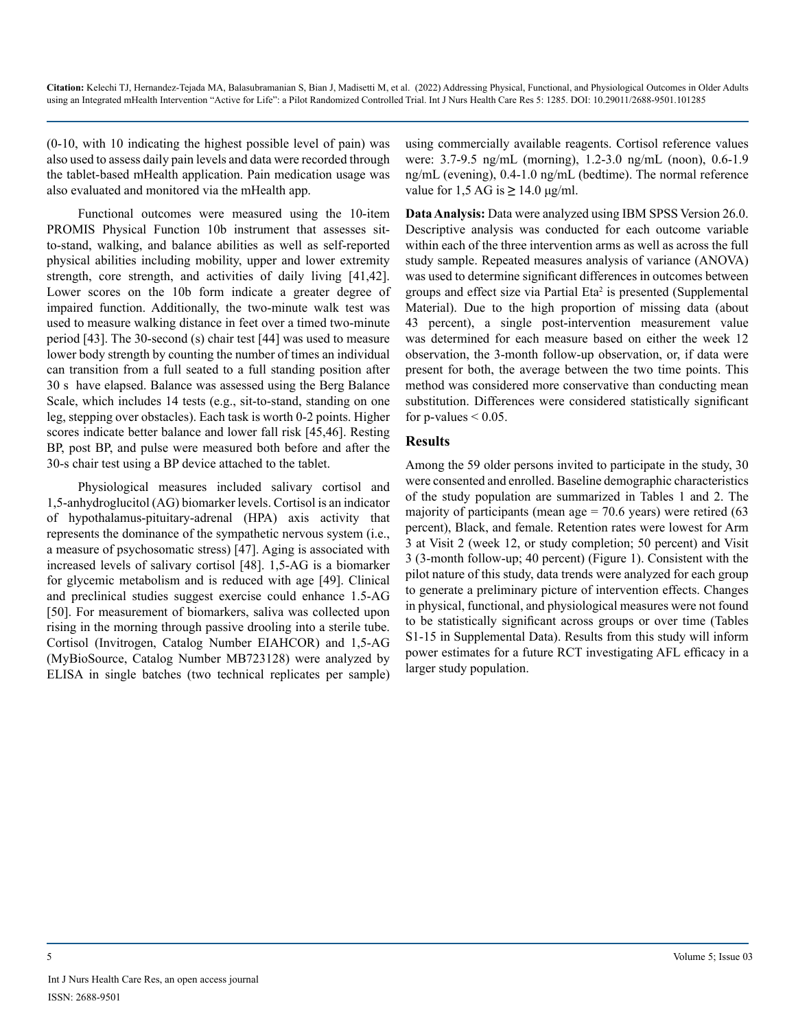(0-10, with 10 indicating the highest possible level of pain) was also used to assess daily pain levels and data were recorded through the tablet-based mHealth application. Pain medication usage was also evaluated and monitored via the mHealth app.

Functional outcomes were measured using the 10-item PROMIS Physical Function 10b instrument that assesses sit-to-stand, walking, and balance abilities as well as self-reported physical abilities including mobility, upper and lower extremity strength, core strength, and activities of daily living [41,42]. Lower scores on the 10b form indicate a greater degree of impaired function. Additionally, the two-minute walk test was used to measure walking distance in feet over a timed two-minute period [43]. The 30-second (s) chair test [44] was used to measure lower body strength by counting the number of times an individual can transition from a full seated to a full standing position after 30 s have elapsed. Balance was assessed using the Berg Balance Scale, which includes 14 tests (e.g., sit-to-stand, standing on one leg, stepping over obstacles). Each task is worth 0-2 points. Higher scores indicate better balance and lower fall risk [45,46]. Resting BP, post BP, and pulse were measured both before and after the 30-s chair test using a BP device attached to the tablet.

Physiological measures included salivary cortisol and 1,5-anhydroglucitol (AG) biomarker levels. Cortisol is an indicator of hypothalamus-pituitary-adrenal (HPA) axis activity that represents the dominance of the sympathetic nervous system (i.e., a measure of psychosomatic stress) [47]. Aging is associated with increased levels of salivary cortisol [48]. 1,5-AG is a biomarker for glycemic metabolism and is reduced with age [49]. Clinical and preclinical studies suggest exercise could enhance 1.5-AG [50]. For measurement of biomarkers, saliva was collected upon rising in the morning through passive drooling into a sterile tube. Cortisol (Invitrogen, Catalog Number EIAHCOR) and 1,5-AG (MyBioSource, Catalog Number MB723128) were analyzed by ELISA in single batches (two technical replicates per sample) using commercially available reagents. Cortisol reference values were: 3.7-9.5 ng/mL (morning), 1.2-3.0 ng/mL (noon), 0.6-1.9 ng/mL (evening), 0.4-1.0 ng/mL (bedtime). The normal reference value for 1,5 AG is ≥ 14.0 µg/ml.

**Data Analysis:** Data were analyzed using IBM SPSS Version 26.0. Descriptive analysis was conducted for each outcome variable within each of the three intervention arms as well as across the full study sample. Repeated measures analysis of variance (ANOVA) was used to determine significant differences in outcomes between groups and effect size via Partial Eta$^2$ is presented (Supplemental Material). Due to the high proportion of missing data (about 43 percent), a single post-intervention measurement value was determined for each measure based on either the week 12 observation, the 3-month follow-up observation, or, if data were present for both, the average between the two time points. This method was considered more conservative than conducting mean substitution. Differences were considered statistically significant for p-values < 0.05.

## Results

Among the 59 older persons invited to participate in the study, 30 were consented and enrolled. Baseline demographic characteristics of the study population are summarized in Tables 1 and 2. The majority of participants (mean age = 70.6 years) were retired (63 percent), Black, and female. Retention rates were lowest for Arm 3 at Visit 2 (week 12, or study completion; 50 percent) and Visit 3 (3-month follow-up; 40 percent) (Figure 1). Consistent with the pilot nature of this study, data trends were analyzed for each group to generate a preliminary picture of intervention effects. Changes in physical, functional, and physiological measures were not found to be statistically significant across groups or over time (Tables S1-15 in Supplemental Data). Results from this study will inform power estimates for a future RCT investigating AFL efficacy in a larger study population.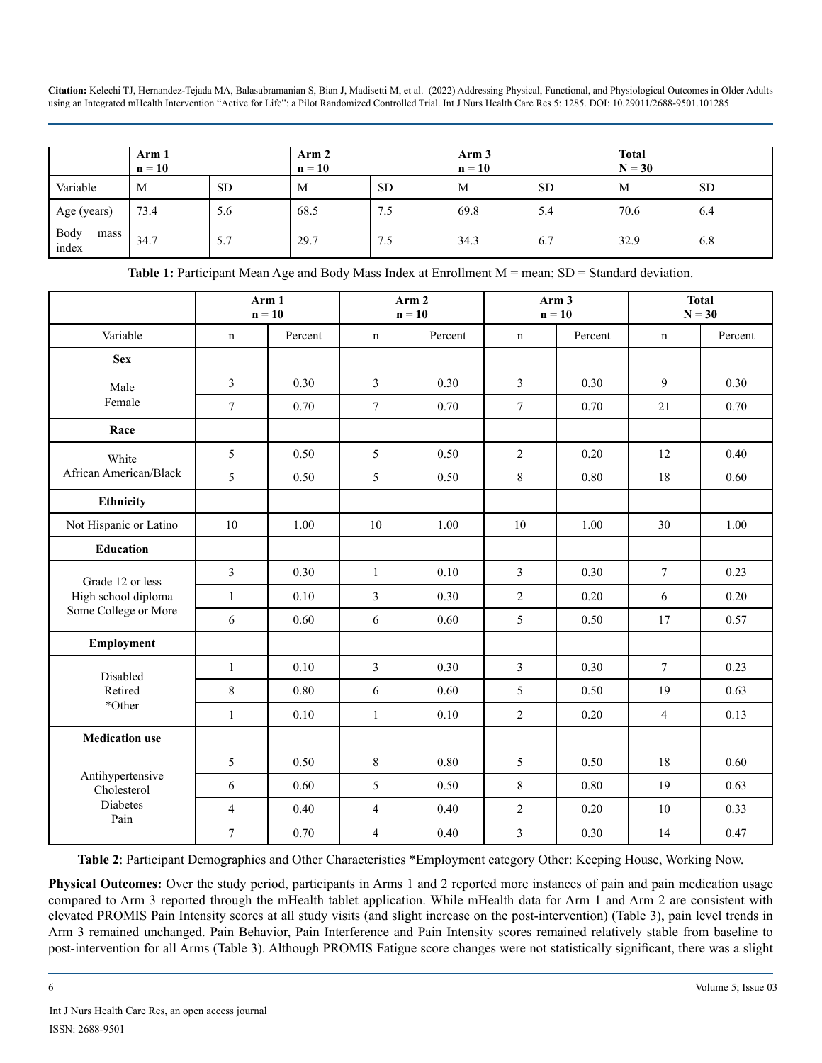| | Arm 1 n = 10 | | Arm 2 n = 10 | | Arm 3 n = 10 | | Total N = 30 | |
|---|---|---|---|---|---|---|---|---|
| Variable | M | SD | M | SD | M | SD | M | SD |
| Age (years) | 73.4 | 5.6 | 68.5 | 7.5 | 69.8 | 5.4 | 70.6 | 6.4 |
| Body mass index | 34.7 | 5.7 | 29.7 | 7.5 | 34.3 | 6.7 | 32.9 | 6.8 |

**Table 1:** Participant Mean Age and Body Mass Index at Enrollment M = mean; SD = Standard deviation.

| | Arm 1 n = 10 | | Arm 2 n = 10 | | Arm 3 n = 10 | | Total N = 30 | |
|---|---|---|---|---|---|---|---|---|
| Variable | n | Percent | n | Percent | n | Percent | n | Percent |
| **Sex** | | | | | | | | |
| Male | 3 | 0.30 | 3 | 0.30 | 3 | 0.30 | 9 | 0.30 |
| Female | 7 | 0.70 | 7 | 0.70 | 7 | 0.70 | 21 | 0.70 |
| **Race** | | | | | | | | |
| White | 5 | 0.50 | 5 | 0.50 | 2 | 0.20 | 12 | 0.40 |
| African American/Black | 5 | 0.50 | 5 | 0.50 | 8 | 0.80 | 18 | 0.60 |
| **Ethnicity** | | | | | | | | |
| Not Hispanic or Latino | 10 | 1.00 | 10 | 1.00 | 10 | 1.00 | 30 | 1.00 |
| **Education** | | | | | | | | |
| Grade 12 or less | 3 | 0.30 | 1 | 0.10 | 3 | 0.30 | 7 | 0.23 |
| High school diploma | 1 | 0.10 | 3 | 0.30 | 2 | 0.20 | 6 | 0.20 |
| Some College or More | 6 | 0.60 | 6 | 0.60 | 5 | 0.50 | 17 | 0.57 |
| **Employment** | | | | | | | | |
| Disabled | 1 | 0.10 | 3 | 0.30 | 3 | 0.30 | 7 | 0.23 |
| Retired | 8 | 0.80 | 6 | 0.60 | 5 | 0.50 | 19 | 0.63 |
| *Other | 1 | 0.10 | 1 | 0.10 | 2 | 0.20 | 4 | 0.13 |
| **Medication use** | | | | | | | | |
| Antihypertensive | 5 | 0.50 | 8 | 0.80 | 5 | 0.50 | 18 | 0.60 |
| Cholesterol | 6 | 0.60 | 5 | 0.50 | 8 | 0.80 | 19 | 0.63 |
| Diabetes | 4 | 0.40 | 4 | 0.40 | 2 | 0.20 | 10 | 0.33 |
| Pain | 7 | 0.70 | 4 | 0.40 | 3 | 0.30 | 14 | 0.47 |

**Table 2**: Participant Demographics and Other Characteristics *Employment category Other: Keeping House, Working Now.

**Physical Outcomes:** Over the study period, participants in Arms 1 and 2 reported more instances of pain and pain medication usage compared to Arm 3 reported through the mHealth tablet application. While mHealth data for Arm 1 and Arm 2 are consistent with elevated PROMIS Pain Intensity scores at all study visits (and slight increase on the post-intervention) (Table 3), pain level trends in Arm 3 remained unchanged. Pain Behavior, Pain Interference and Pain Intensity scores remained relatively stable from baseline to post-intervention for all Arms (Table 3). Although PROMIS Fatigue score changes were not statistically significant, there was a slight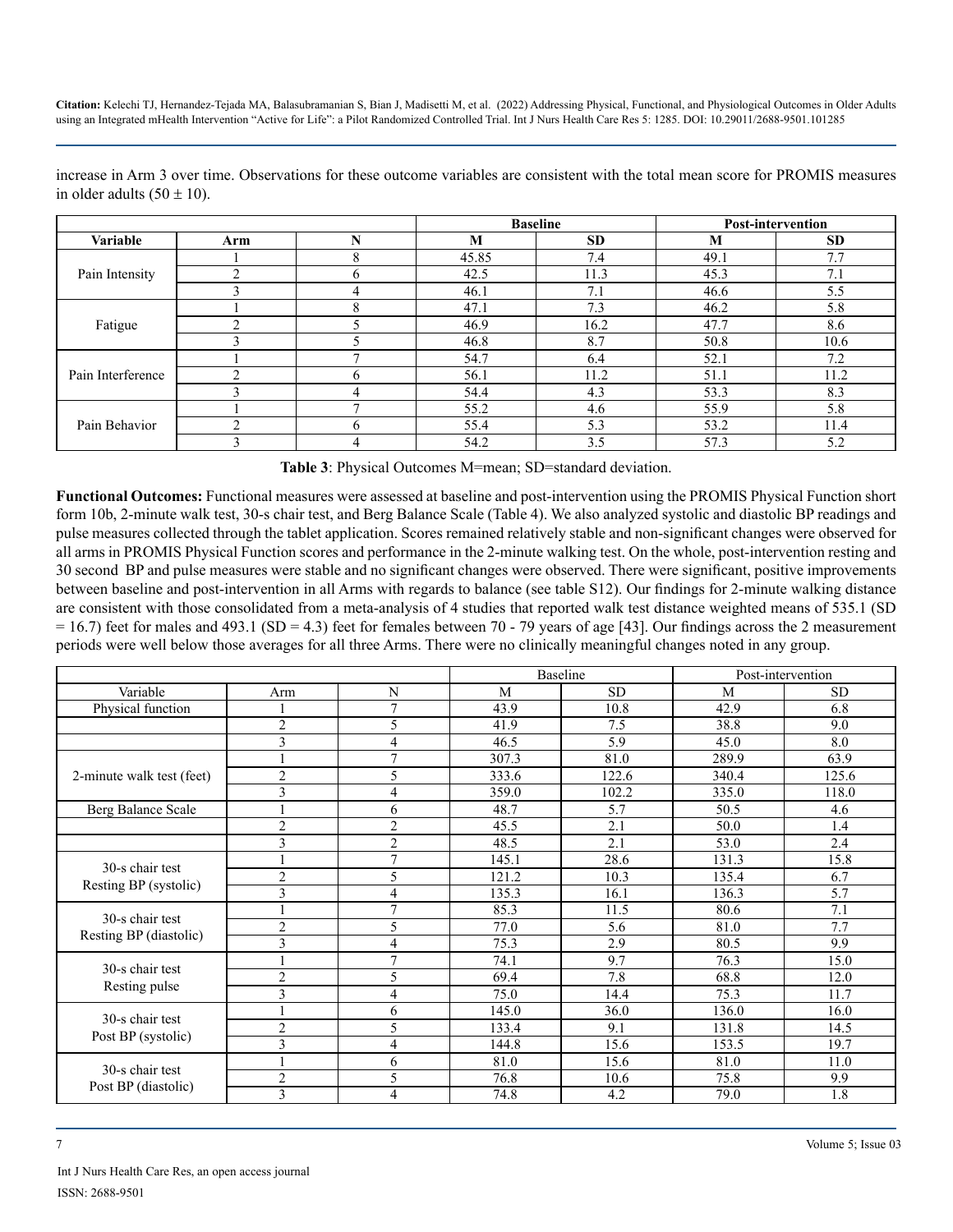increase in Arm 3 over time. Observations for these outcome variables are consistent with the total mean score for PROMIS measures in older adults (50 ± 10).

| | | | Baseline | | Post-intervention | |
|---|---|---|---|---|---|---|
| **Variable** | **Arm** | **N** | **M** | **SD** | **M** | **SD** |
| Pain Intensity | 1 | 8 | 45.85 | 7.4 | 49.1 | 7.7 |
| | 2 | 6 | 42.5 | 11.3 | 45.3 | 7.1 |
| | 3 | 4 | 46.1 | 7.1 | 46.6 | 5.5 |
| Fatigue | 1 | 8 | 47.1 | 7.3 | 46.2 | 5.8 |
| | 2 | 5 | 46.9 | 16.2 | 47.7 | 8.6 |
| | 3 | 5 | 46.8 | 8.7 | 50.8 | 10.6 |
| Pain Interference | 1 | 7 | 54.7 | 6.4 | 52.1 | 7.2 |
| | 2 | 6 | 56.1 | 11.2 | 51.1 | 11.2 |
| | 3 | 4 | 54.4 | 4.3 | 53.3 | 8.3 |
| Pain Behavior | 1 | 7 | 55.2 | 4.6 | 55.9 | 5.8 |
| | 2 | 6 | 55.4 | 5.3 | 53.2 | 11.4 |
| | 3 | 4 | 54.2 | 3.5 | 57.3 | 5.2 |

**Table 3**: Physical Outcomes M=mean; SD=standard deviation.

**Functional Outcomes:** Functional measures were assessed at baseline and post-intervention using the PROMIS Physical Function short form 10b, 2-minute walk test, 30-s chair test, and Berg Balance Scale (Table 4). We also analyzed systolic and diastolic BP readings and pulse measures collected through the tablet application. Scores remained relatively stable and non-significant changes were observed for all arms in PROMIS Physical Function scores and performance in the 2-minute walking test. On the whole, post-intervention resting and 30 second BP and pulse measures were stable and no significant changes were observed. There were significant, positive improvements between baseline and post-intervention in all Arms with regards to balance (see table S12). Our findings for 2-minute walking distance are consistent with those consolidated from a meta-analysis of 4 studies that reported walk test distance weighted means of 535.1 (SD = 16.7) feet for males and 493.1 (SD = 4.3) feet for females between 70 - 79 years of age [43]. Our findings across the 2 measurement periods were well below those averages for all three Arms. There were no clinically meaningful changes noted in any group.

| | | | Baseline | | Post-intervention | |
|---|---|---|---|---|---|---|
| Variable | Arm | N | M | SD | M | SD |
| Physical function | 1 | 7 | 43.9 | 10.8 | 42.9 | 6.8 |
| | 2 | 5 | 41.9 | 7.5 | 38.8 | 9.0 |
| | 3 | 4 | 46.5 | 5.9 | 45.0 | 8.0 |
| 2-minute walk test (feet) | 1 | 7 | 307.3 | 81.0 | 289.9 | 63.9 |
| | 2 | 5 | 333.6 | 122.6 | 340.4 | 125.6 |
| | 3 | 4 | 359.0 | 102.2 | 335.0 | 118.0 |
| Berg Balance Scale | 1 | 6 | 48.7 | 5.7 | 50.5 | 4.6 |
| | 2 | 2 | 45.5 | 2.1 | 50.0 | 1.4 |
| | 3 | 2 | 48.5 | 2.1 | 53.0 | 2.4 |
| 30-s chair test Resting BP (systolic) | 1 | 7 | 145.1 | 28.6 | 131.3 | 15.8 |
| | 2 | 5 | 121.2 | 10.3 | 135.4 | 6.7 |
| | 3 | 4 | 135.3 | 16.1 | 136.3 | 5.7 |
| 30-s chair test Resting BP (diastolic) | 1 | 7 | 85.3 | 11.5 | 80.6 | 7.1 |
| | 2 | 5 | 77.0 | 5.6 | 81.0 | 7.7 |
| | 3 | 4 | 75.3 | 2.9 | 80.5 | 9.9 |
| 30-s chair test Resting pulse | 1 | 7 | 74.1 | 9.7 | 76.3 | 15.0 |
| | 2 | 5 | 69.4 | 7.8 | 68.8 | 12.0 |
| | 3 | 4 | 75.0 | 14.4 | 75.3 | 11.7 |
| 30-s chair test Post BP (systolic) | 1 | 6 | 145.0 | 36.0 | 136.0 | 16.0 |
| | 2 | 5 | 133.4 | 9.1 | 131.8 | 14.5 |
| | 3 | 4 | 144.8 | 15.6 | 153.5 | 19.7 |
| 30-s chair test Post BP (diastolic) | 1 | 6 | 81.0 | 15.6 | 81.0 | 11.0 |
| | 2 | 5 | 76.8 | 10.6 | 75.8 | 9.9 |
| | 3 | 4 | 74.8 | 4.2 | 79.0 | 1.8 |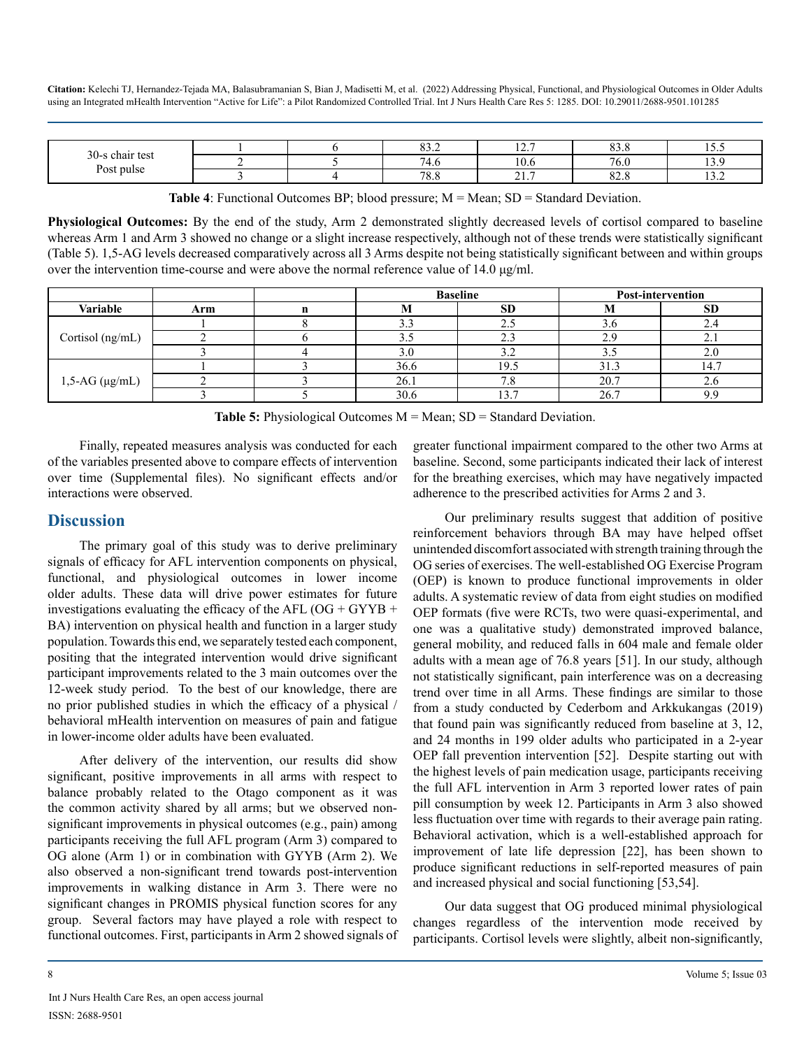| 30-s chair test Post pulse | 1 | 6 | 83.2 | 12.7 | 83.8 | 15.5 |
|---|---|---|---|---|---|---|
| | 2 | 5 | 74.6 | 10.6 | 76.0 | 13.9 |
| | 3 | 4 | 78.8 | 21.7 | 82.8 | 13.2 |

**Table 4**: Functional Outcomes BP; blood pressure; M = Mean; SD = Standard Deviation.

**Physiological Outcomes:** By the end of the study, Arm 2 demonstrated slightly decreased levels of cortisol compared to baseline whereas Arm 1 and Arm 3 showed no change or a slight increase respectively, although not of these trends were statistically significant (Table 5). 1,5-AG levels decreased comparatively across all 3 Arms despite not being statistically significant between and within groups over the intervention time-course and were above the normal reference value of 14.0 μg/ml.

| | | | Baseline | | Post-intervention | |
|---|---|---|---|---|---|---|
| **Variable** | **Arm** | **n** | **M** | **SD** | **M** | **SD** |
| Cortisol (ng/mL) | 1 | 8 | 3.3 | 2.5 | 3.6 | 2.4 |
| | 2 | 6 | 3.5 | 2.3 | 2.9 | 2.1 |
| | 3 | 4 | 3.0 | 3.2 | 3.5 | 2.0 |
| 1,5-AG (μg/mL) | 1 | 3 | 36.6 | 19.5 | 31.3 | 14.7 |
| | 2 | 3 | 26.1 | 7.8 | 20.7 | 2.6 |
| | 3 | 5 | 30.6 | 13.7 | 26.7 | 9.9 |

**Table 5:** Physiological Outcomes M = Mean; SD = Standard Deviation.

Finally, repeated measures analysis was conducted for each of the variables presented above to compare effects of intervention over time (Supplemental files). No significant effects and/or interactions were observed.

## Discussion

The primary goal of this study was to derive preliminary signals of efficacy for AFL intervention components on physical, functional, and physiological outcomes in lower income older adults. These data will drive power estimates for future investigations evaluating the efficacy of the AFL (OG + GYYB + BA) intervention on physical health and function in a larger study population. Towards this end, we separately tested each component, positing that the integrated intervention would drive significant participant improvements related to the 3 main outcomes over the 12-week study period. To the best of our knowledge, there are no prior published studies in which the efficacy of a physical / behavioral mHealth intervention on measures of pain and fatigue in lower-income older adults have been evaluated.

After delivery of the intervention, our results did show significant, positive improvements in all arms with respect to balance probably related to the Otago component as it was the common activity shared by all arms; but we observed non-significant improvements in physical outcomes (e.g., pain) among participants receiving the full AFL program (Arm 3) compared to OG alone (Arm 1) or in combination with GYYB (Arm 2). We also observed a non-significant trend towards post-intervention improvements in walking distance in Arm 3. There were no significant changes in PROMIS physical function scores for any group. Several factors may have played a role with respect to functional outcomes. First, participants in Arm 2 showed signals of greater functional impairment compared to the other two Arms at baseline. Second, some participants indicated their lack of interest for the breathing exercises, which may have negatively impacted adherence to the prescribed activities for Arms 2 and 3.

Our preliminary results suggest that addition of positive reinforcement behaviors through BA may have helped offset unintended discomfort associated with strength training through the OG series of exercises. The well-established OG Exercise Program (OEP) is known to produce functional improvements in older adults. A systematic review of data from eight studies on modified OEP formats (five were RCTs, two were quasi-experimental, and one was a qualitative study) demonstrated improved balance, general mobility, and reduced falls in 604 male and female older adults with a mean age of 76.8 years [51]. In our study, although not statistically significant, pain interference was on a decreasing trend over time in all Arms. These findings are similar to those from a study conducted by Cederbom and Arkkukangas (2019) that found pain was significantly reduced from baseline at 3, 12, and 24 months in 199 older adults who participated in a 2-year OEP fall prevention intervention [52]. Despite starting out with the highest levels of pain medication usage, participants receiving the full AFL intervention in Arm 3 reported lower rates of pain pill consumption by week 12. Participants in Arm 3 also showed less fluctuation over time with regards to their average pain rating. Behavioral activation, which is a well-established approach for improvement of late life depression [22], has been shown to produce significant reductions in self-reported measures of pain and increased physical and social functioning [53,54].

Our data suggest that OG produced minimal physiological changes regardless of the intervention mode received by participants. Cortisol levels were slightly, albeit non-significantly,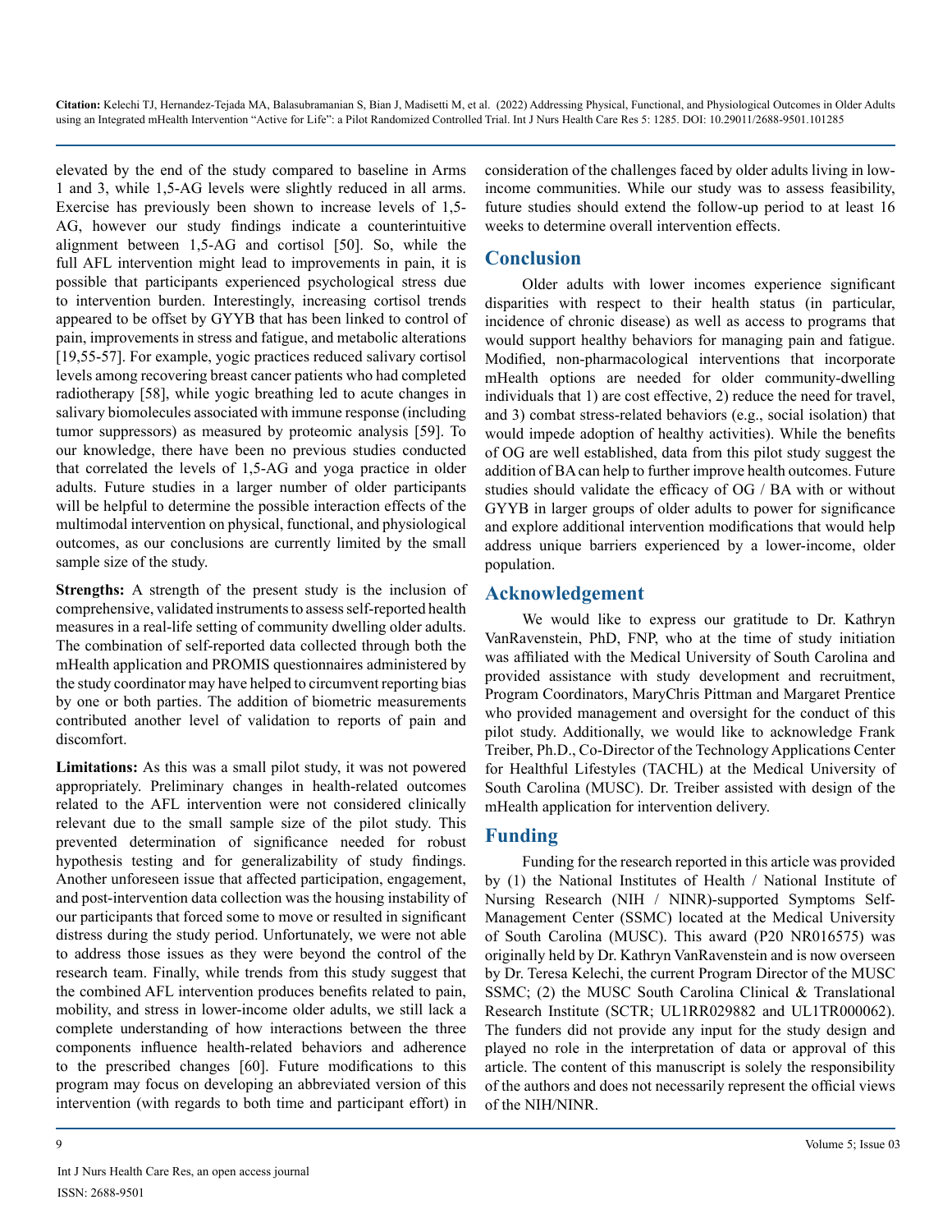elevated by the end of the study compared to baseline in Arms 1 and 3, while 1,5-AG levels were slightly reduced in all arms. Exercise has previously been shown to increase levels of 1,5-AG, however our study findings indicate a counterintuitive alignment between 1,5-AG and cortisol [50]. So, while the full AFL intervention might lead to improvements in pain, it is possible that participants experienced psychological stress due to intervention burden. Interestingly, increasing cortisol trends appeared to be offset by GYYB that has been linked to control of pain, improvements in stress and fatigue, and metabolic alterations [19,55-57]. For example, yogic practices reduced salivary cortisol levels among recovering breast cancer patients who had completed radiotherapy [58], while yogic breathing led to acute changes in salivary biomolecules associated with immune response (including tumor suppressors) as measured by proteomic analysis [59]. To our knowledge, there have been no previous studies conducted that correlated the levels of 1,5-AG and yoga practice in older adults. Future studies in a larger number of older participants will be helpful to determine the possible interaction effects of the multimodal intervention on physical, functional, and physiological outcomes, as our conclusions are currently limited by the small sample size of the study.

**Strengths:** A strength of the present study is the inclusion of comprehensive, validated instruments to assess self-reported health measures in a real-life setting of community dwelling older adults. The combination of self-reported data collected through both the mHealth application and PROMIS questionnaires administered by the study coordinator may have helped to circumvent reporting bias by one or both parties. The addition of biometric measurements contributed another level of validation to reports of pain and discomfort.

**Limitations:** As this was a small pilot study, it was not powered appropriately. Preliminary changes in health-related outcomes related to the AFL intervention were not considered clinically relevant due to the small sample size of the pilot study. This prevented determination of significance needed for robust hypothesis testing and for generalizability of study findings. Another unforeseen issue that affected participation, engagement, and post-intervention data collection was the housing instability of our participants that forced some to move or resulted in significant distress during the study period. Unfortunately, we were not able to address those issues as they were beyond the control of the research team. Finally, while trends from this study suggest that the combined AFL intervention produces benefits related to pain, mobility, and stress in lower-income older adults, we still lack a complete understanding of how interactions between the three components influence health-related behaviors and adherence to the prescribed changes [60]. Future modifications to this program may focus on developing an abbreviated version of this intervention (with regards to both time and participant effort) in consideration of the challenges faced by older adults living in low-income communities. While our study was to assess feasibility, future studies should extend the follow-up period to at least 16 weeks to determine overall intervention effects.

## Conclusion

Older adults with lower incomes experience significant disparities with respect to their health status (in particular, incidence of chronic disease) as well as access to programs that would support healthy behaviors for managing pain and fatigue. Modified, non-pharmacological interventions that incorporate mHealth options are needed for older community-dwelling individuals that 1) are cost effective, 2) reduce the need for travel, and 3) combat stress-related behaviors (e.g., social isolation) that would impede adoption of healthy activities). While the benefits of OG are well established, data from this pilot study suggest the addition of BA can help to further improve health outcomes. Future studies should validate the efficacy of OG / BA with or without GYYB in larger groups of older adults to power for significance and explore additional intervention modifications that would help address unique barriers experienced by a lower-income, older population.

## Acknowledgement

We would like to express our gratitude to Dr. Kathryn VanRavenstein, PhD, FNP, who at the time of study initiation was affiliated with the Medical University of South Carolina and provided assistance with study development and recruitment, Program Coordinators, MaryChris Pittman and Margaret Prentice who provided management and oversight for the conduct of this pilot study. Additionally, we would like to acknowledge Frank Treiber, Ph.D., Co-Director of the Technology Applications Center for Healthful Lifestyles (TACHL) at the Medical University of South Carolina (MUSC). Dr. Treiber assisted with design of the mHealth application for intervention delivery.

## Funding

Funding for the research reported in this article was provided by (1) the National Institutes of Health / National Institute of Nursing Research (NIH / NINR)-supported Symptoms Self-Management Center (SSMC) located at the Medical University of South Carolina (MUSC). This award (P20 NR016575) was originally held by Dr. Kathryn VanRavenstein and is now overseen by Dr. Teresa Kelechi, the current Program Director of the MUSC SSMC; (2) the MUSC South Carolina Clinical & Translational Research Institute (SCTR; UL1RR029882 and UL1TR000062). The funders did not provide any input for the study design and played no role in the interpretation of data or approval of this article. The content of this manuscript is solely the responsibility of the authors and does not necessarily represent the official views of the NIH/NINR.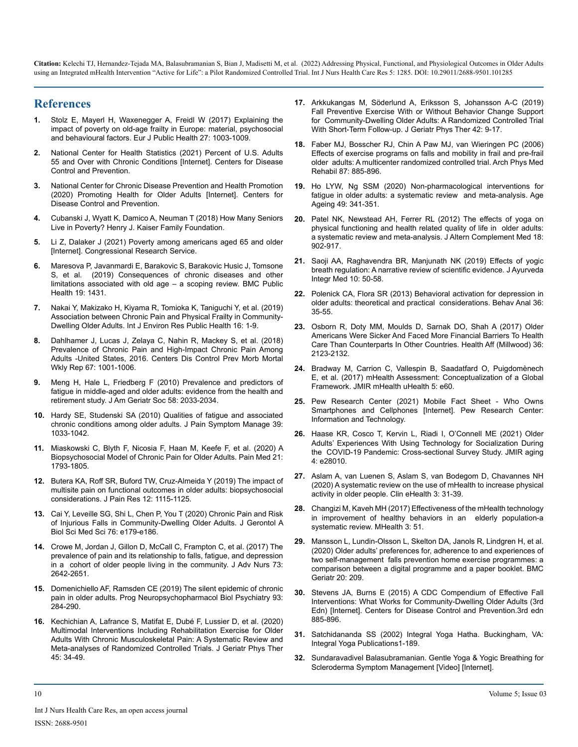## References

1. Stolz E, Mayerl H, Waxenegger A, Freidl W (2017) Explaining the impact of poverty on old-age frailty in Europe: material, psychosocial and behavioural factors. Eur J Public Health 27: 1003-1009.
2. National Center for Health Statistics (2021) Percent of U.S. Adults 55 and Over with Chronic Conditions [Internet]. Centers for Disease Control and Prevention.
3. National Center for Chronic Disease Prevention and Health Promotion (2020) Promoting Health for Older Adults [Internet]. Centers for Disease Control and Prevention.
4. Cubanski J, Wyatt K, Damico A, Neuman T (2018) How Many Seniors Live in Poverty? Henry J. Kaiser Family Foundation.
5. Li Z, Dalaker J (2021) Poverty among americans aged 65 and older [Internet]. Congressional Research Service.
6. Maresova P, Javanmardi E, Barakovic S, Barakovic Husic J, Tomsone S, et al. (2019) Consequences of chronic diseases and other limitations associated with old age – a scoping review. BMC Public Health 19: 1431.
7. Nakai Y, Makizako H, Kiyama R, Tomioka K, Taniguchi Y, et al. (2019) Association between Chronic Pain and Physical Frailty in Community-Dwelling Older Adults. Int J Environ Res Public Health 16: 1-9.
8. Dahlhamer J, Lucas J, Zelaya C, Nahin R, Mackey S, et al. (2018) Prevalence of Chronic Pain and High-Impact Chronic Pain Among Adults -United States, 2016. Centers Dis Control Prev Morb Mortal Wkly Rep 67: 1001-1006.
9. Meng H, Hale L, Friedberg F (2010) Prevalence and predictors of fatigue in middle-aged and older adults: evidence from the health and retirement study. J Am Geriatr Soc 58: 2033-2034.
10. Hardy SE, Studenski SA (2010) Qualities of fatigue and associated chronic conditions among older adults. J Pain Symptom Manage 39: 1033-1042.
11. Miaskowski C, Blyth F, Nicosia F, Haan M, Keefe F, et al. (2020) A Biopsychosocial Model of Chronic Pain for Older Adults. Pain Med 21: 1793-1805.
12. Butera KA, Roff SR, Buford TW, Cruz-Almeida Y (2019) The impact of multisite pain on functional outcomes in older adults: biopsychosocial considerations. J Pain Res 12: 1115-1125.
13. Cai Y, Leveille SG, Shi L, Chen P, You T (2020) Chronic Pain and Risk of Injurious Falls in Community-Dwelling Older Adults. J Gerontol A Biol Sci Med Sci 76: e179-e186.
14. Crowe M, Jordan J, Gillon D, McCall C, Frampton C, et al. (2017) The prevalence of pain and its relationship to falls, fatigue, and depression in a cohort of older people living in the community. J Adv Nurs 73: 2642-2651.
15. Domenichiello AF, Ramsden CE (2019) The silent epidemic of chronic pain in older adults. Prog Neuropsychopharmacol Biol Psychiatry 93: 284-290.
16. Kechichian A, Lafrance S, Matifat E, Dubé F, Lussier D, et al. (2020) Multimodal Interventions Including Rehabilitation Exercise for Older Adults With Chronic Musculoskeletal Pain: A Systematic Review and Meta-analyses of Randomized Controlled Trials. J Geriatr Phys Ther 45: 34-49.
17. Arkkukangas M, Söderlund A, Eriksson S, Johansson A-C (2019) Fall Preventive Exercise With or Without Behavior Change Support for Community-Dwelling Older Adults: A Randomized Controlled Trial With Short-Term Follow-up. J Geriatr Phys Ther 42: 9-17.
18. Faber MJ, Bosscher RJ, Chin A Paw MJ, van Wieringen PC (2006) Effects of exercise programs on falls and mobility in frail and pre-frail older adults: A multicenter randomized controlled trial. Arch Phys Med Rehabil 87: 885-896.
19. Ho LYW, Ng SSM (2020) Non-pharmacological interventions for fatigue in older adults: a systematic review and meta-analysis. Age Ageing 49: 341-351.
20. Patel NK, Newstead AH, Ferrer RL (2012) The effects of yoga on physical functioning and health related quality of life in older adults: a systematic review and meta-analysis. J Altern Complement Med 18: 902-917.
21. Saoji AA, Raghavendra BR, Manjunath NK (2019) Effects of yogic breath regulation: A narrative review of scientific evidence. J Ayurveda Integr Med 10: 50-58.
22. Polenick CA, Flora SR (2013) Behavioral activation for depression in older adults: theoretical and practical considerations. Behav Anal 36: 35-55.
23. Osborn R, Doty MM, Moulds D, Sarnak DO, Shah A (2017) Older Americans Were Sicker And Faced More Financial Barriers To Health Care Than Counterparts In Other Countries. Health Aff (Millwood) 36: 2123-2132.
24. Bradway M, Carrion C, Vallespin B, Saadatfard O, Puigdomènech E, et al. (2017) mHealth Assessment: Conceptualization of a Global Framework. JMIR mHealth uHealth 5: e60.
25. Pew Research Center (2021) Mobile Fact Sheet - Who Owns Smartphones and Cellphones [Internet]. Pew Research Center: Information and Technology.
26. Haase KR, Cosco T, Kervin L, Riadi I, O'Connell ME (2021) Older Adults' Experiences With Using Technology for Socialization During the COVID-19 Pandemic: Cross-sectional Survey Study. JMIR aging 4: e28010.
27. Aslam A, van Luenen S, Aslam S, van Bodegom D, Chavannes NH (2020) A systematic review on the use of mHealth to increase physical activity in older people. Clin eHealth 3: 31-39.
28. Changizi M, Kaveh MH (2017) Effectiveness of the mHealth technology in improvement of healthy behaviors in an elderly population-a systematic review. MHealth 3: 51.
29. Mansson L, Lundin-Olsson L, Skelton DA, Janols R, Lindgren H, et al. (2020) Older adults' preferences for, adherence to and experiences of two self-management falls prevention home exercise programmes: a comparison between a digital programme and a paper booklet. BMC Geriatr 20: 209.
30. Stevens JA, Burns E (2015) A CDC Compendium of Effective Fall Interventions: What Works for Community-Dwelling Older Adults (3rd Edn) [Internet]. Centers for Disease Control and Prevention.3rd edn 885-896.
31. Satchidananda SS (2002) Integral Yoga Hatha. Buckingham, VA: Integral Yoga Publications1-189.
32. Sundaravadivel Balasubramanian. Gentle Yoga & Yogic Breathing for Scleroderma Symptom Management [Video] [Internet].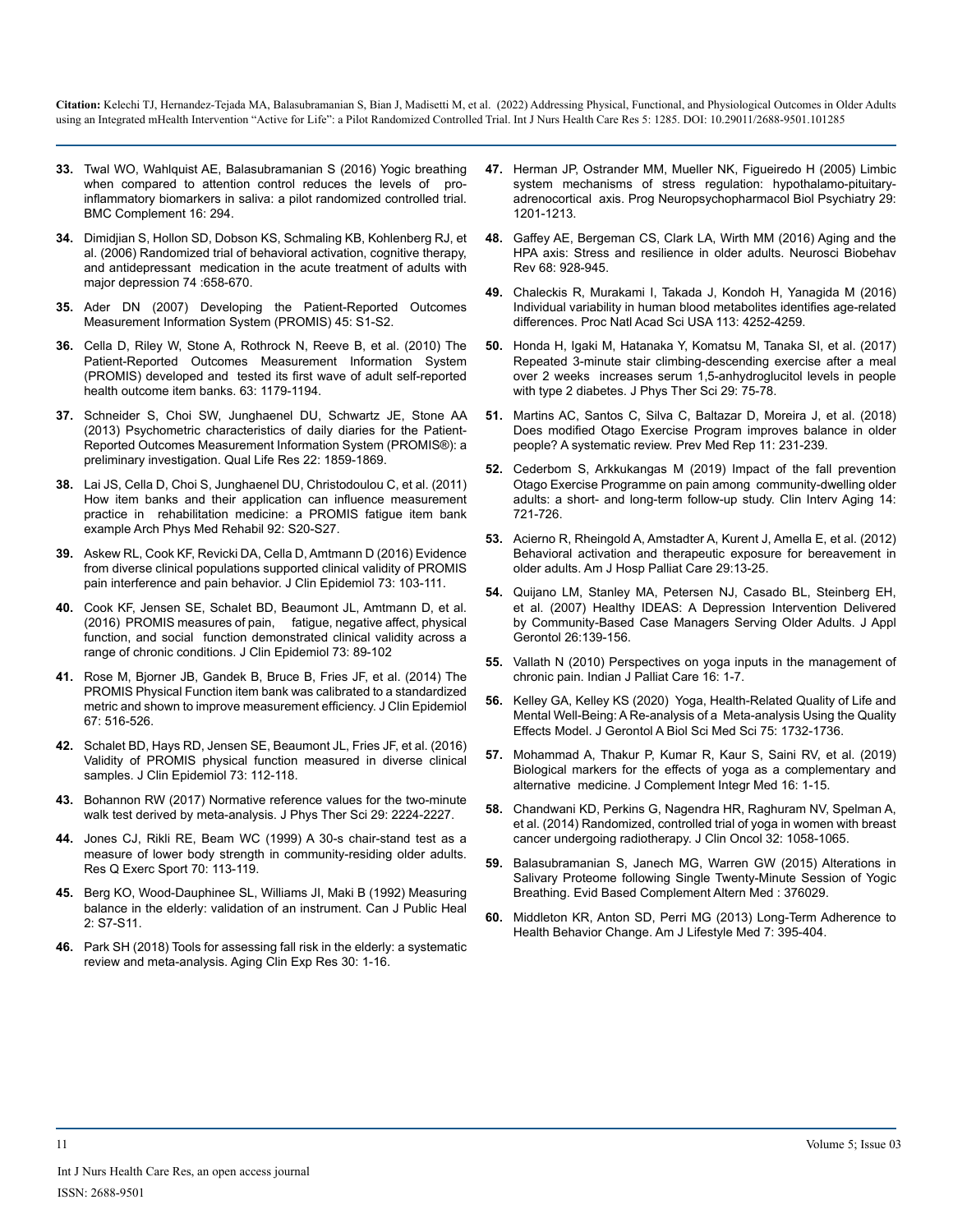33. Twal WO, Wahlquist AE, Balasubramanian S (2016) Yogic breathing when compared to attention control reduces the levels of pro-inflammatory biomarkers in saliva: a pilot randomized controlled trial. BMC Complement 16: 294.

34. Dimidjian S, Hollon SD, Dobson KS, Schmaling KB, Kohlenberg RJ, et al. (2006) Randomized trial of behavioral activation, cognitive therapy, and antidepressant medication in the acute treatment of adults with major depression 74 :658-670.

35. Ader DN (2007) Developing the Patient-Reported Outcomes Measurement Information System (PROMIS) 45: S1-S2.

36. Cella D, Riley W, Stone A, Rothrock N, Reeve B, et al. (2010) The Patient-Reported Outcomes Measurement Information System (PROMIS) developed and tested its first wave of adult self-reported health outcome item banks. 63: 1179-1194.

37. Schneider S, Choi SW, Junghaenel DU, Schwartz JE, Stone AA (2013) Psychometric characteristics of daily diaries for the Patient-Reported Outcomes Measurement Information System (PROMIS®): a preliminary investigation. Qual Life Res 22: 1859-1869.

38. Lai JS, Cella D, Choi S, Junghaenel DU, Christodoulou C, et al. (2011) How item banks and their application can influence measurement practice in rehabilitation medicine: a PROMIS fatigue item bank example Arch Phys Med Rehabil 92: S20-S27.

39. Askew RL, Cook KF, Revicki DA, Cella D, Amtmann D (2016) Evidence from diverse clinical populations supported clinical validity of PROMIS pain interference and pain behavior. J Clin Epidemiol 73: 103-111.

40. Cook KF, Jensen SE, Schalet BD, Beaumont JL, Amtmann D, et al. (2016) PROMIS measures of pain, fatigue, negative affect, physical function, and social function demonstrated clinical validity across a range of chronic conditions. J Clin Epidemiol 73: 89-102

41. Rose M, Bjorner JB, Gandek B, Bruce B, Fries JF, et al. (2014) The PROMIS Physical Function item bank was calibrated to a standardized metric and shown to improve measurement efficiency. J Clin Epidemiol 67: 516-526.

42. Schalet BD, Hays RD, Jensen SE, Beaumont JL, Fries JF, et al. (2016) Validity of PROMIS physical function measured in diverse clinical samples. J Clin Epidemiol 73: 112-118.

43. Bohannon RW (2017) Normative reference values for the two-minute walk test derived by meta-analysis. J Phys Ther Sci 29: 2224-2227.

44. Jones CJ, Rikli RE, Beam WC (1999) A 30-s chair-stand test as a measure of lower body strength in community-residing older adults. Res Q Exerc Sport 70: 113-119.

45. Berg KO, Wood-Dauphinee SL, Williams JI, Maki B (1992) Measuring balance in the elderly: validation of an instrument. Can J Public Heal 2: S7-S11.

46. Park SH (2018) Tools for assessing fall risk in the elderly: a systematic review and meta-analysis. Aging Clin Exp Res 30: 1-16.

47. Herman JP, Ostrander MM, Mueller NK, Figueiredo H (2005) Limbic system mechanisms of stress regulation: hypothalamo-pituitary-adrenocortical axis. Prog Neuropsychopharmacol Biol Psychiatry 29: 1201-1213.

48. Gaffey AE, Bergeman CS, Clark LA, Wirth MM (2016) Aging and the HPA axis: Stress and resilience in older adults. Neurosci Biobehav Rev 68: 928-945.

49. Chaleckis R, Murakami I, Takada J, Kondoh H, Yanagida M (2016) Individual variability in human blood metabolites identifies age-related differences. Proc Natl Acad Sci USA 113: 4252-4259.

50. Honda H, Igaki M, Hatanaka Y, Komatsu M, Tanaka SI, et al. (2017) Repeated 3-minute stair climbing-descending exercise after a meal over 2 weeks increases serum 1,5-anhydroglucitol levels in people with type 2 diabetes. J Phys Ther Sci 29: 75-78.

51. Martins AC, Santos C, Silva C, Baltazar D, Moreira J, et al. (2018) Does modified Otago Exercise Program improves balance in older people? A systematic review. Prev Med Rep 11: 231-239.

52. Cederbom S, Arkkukangas M (2019) Impact of the fall prevention Otago Exercise Programme on pain among community-dwelling older adults: a short- and long-term follow-up study. Clin Interv Aging 14: 721-726.

53. Acierno R, Rheingold A, Amstadter A, Kurent J, Amella E, et al. (2012) Behavioral activation and therapeutic exposure for bereavement in older adults. Am J Hosp Palliat Care 29:13-25.

54. Quijano LM, Stanley MA, Petersen NJ, Casado BL, Steinberg EH, et al. (2007) Healthy IDEAS: A Depression Intervention Delivered by Community-Based Case Managers Serving Older Adults. J Appl Gerontol 26:139-156.

55. Vallath N (2010) Perspectives on yoga inputs in the management of chronic pain. Indian J Palliat Care 16: 1-7.

56. Kelley GA, Kelley KS (2020) Yoga, Health-Related Quality of Life and Mental Well-Being: A Re-analysis of a Meta-analysis Using the Quality Effects Model. J Gerontol A Biol Sci Med Sci 75: 1732-1736.

57. Mohammad A, Thakur P, Kumar R, Kaur S, Saini RV, et al. (2019) Biological markers for the effects of yoga as a complementary and alternative medicine. J Complement Integr Med 16: 1-15.

58. Chandwani KD, Perkins G, Nagendra HR, Raghuram NV, Spelman A, et al. (2014) Randomized, controlled trial of yoga in women with breast cancer undergoing radiotherapy. J Clin Oncol 32: 1058-1065.

59. Balasubramanian S, Janech MG, Warren GW (2015) Alterations in Salivary Proteome following Single Twenty-Minute Session of Yogic Breathing. Evid Based Complement Altern Med : 376029.

60. Middleton KR, Anton SD, Perri MG (2013) Long-Term Adherence to Health Behavior Change. Am J Lifestyle Med 7: 395-404.